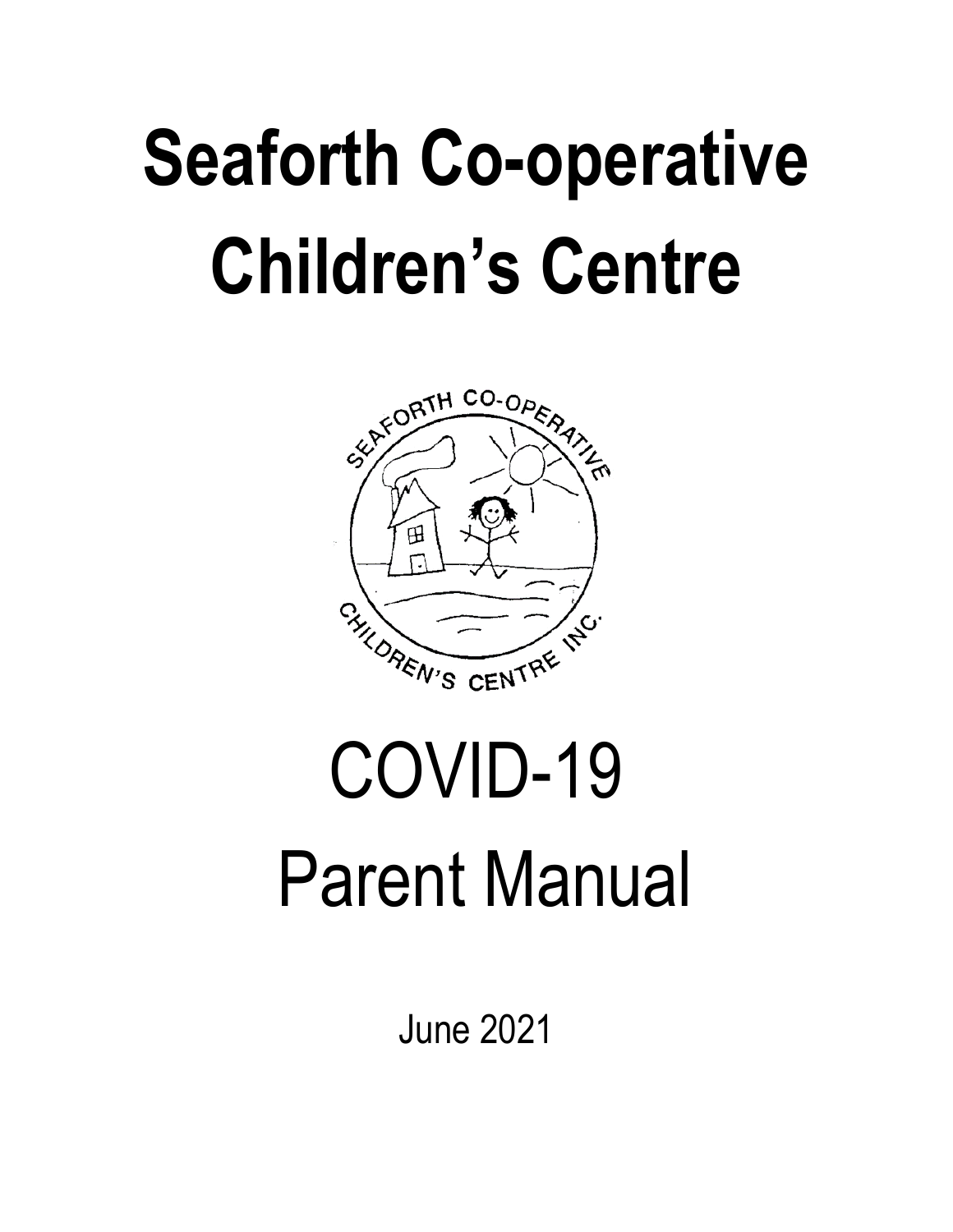# Seaforth Co-operative Children's Centre

# COVID-19 Parent Manual

June 2021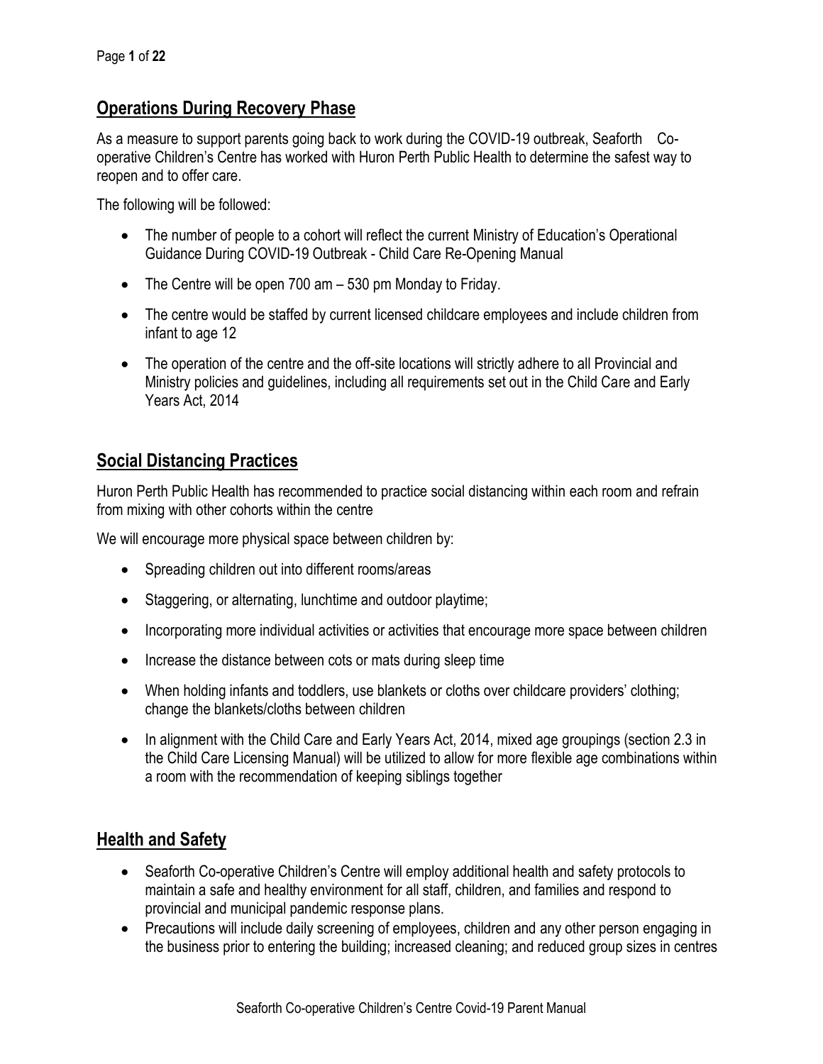## Operations During Recovery Phase

As a measure to support parents going back to work during the COVID-19 outbreak, Seaforth Co-operative Children's Centre has worked with Huron Perth Public Health to determine the safest way to reopen and to offer care.

The following will be followed:

- The number of people to a cohort will reflect the current Ministry of Education's Operational Guidance During COVID-19 Outbreak - Child Care Re-Opening Manual
- The Centre will be open 700 am – 530 pm Monday to Friday.
- The centre would be staffed by current licensed childcare employees and include children from infant to age 12
- The operation of the centre and the off-site locations will strictly adhere to all Provincial and Ministry policies and guidelines, including all requirements set out in the Child Care and Early Years Act, 2014

## Social Distancing Practices

Huron Perth Public Health has recommended to practice social distancing within each room and refrain from mixing with other cohorts within the centre

We will encourage more physical space between children by:

- Spreading children out into different rooms/areas
- Staggering, or alternating, lunchtime and outdoor playtime;
- Incorporating more individual activities or activities that encourage more space between children
- Increase the distance between cots or mats during sleep time
- When holding infants and toddlers, use blankets or cloths over childcare providers' clothing; change the blankets/cloths between children
- In alignment with the Child Care and Early Years Act, 2014, mixed age groupings (section 2.3 in the Child Care Licensing Manual) will be utilized to allow for more flexible age combinations within a room with the recommendation of keeping siblings together

## Health and Safety

- Seaforth Co-operative Children's Centre will employ additional health and safety protocols to maintain a safe and healthy environment for all staff, children, and families and respond to provincial and municipal pandemic response plans.
- Precautions will include daily screening of employees, children and any other person engaging in the business prior to entering the building; increased cleaning; and reduced group sizes in centres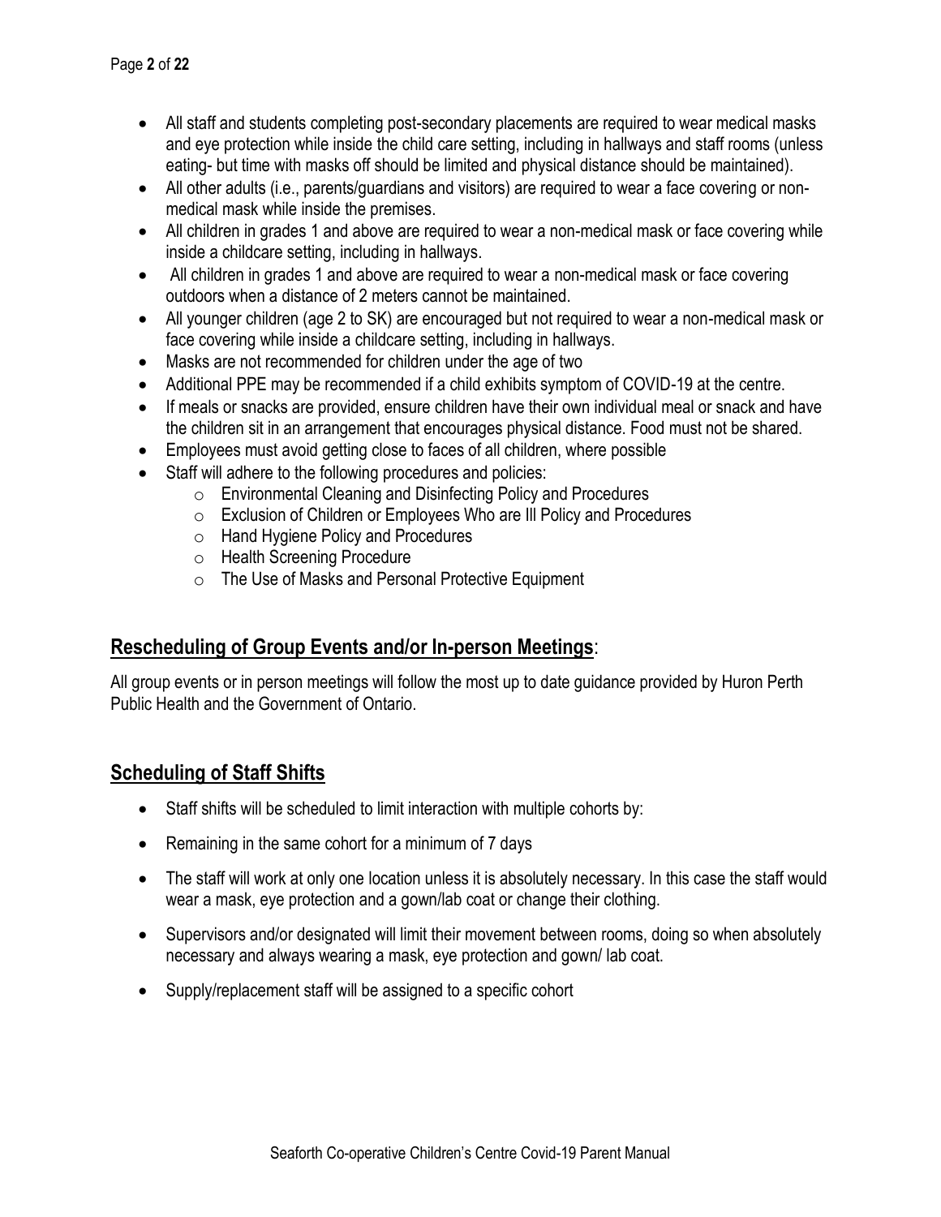- All staff and students completing post-secondary placements are required to wear medical masks and eye protection while inside the child care setting, including in hallways and staff rooms (unless eating- but time with masks off should be limited and physical distance should be maintained).
- All other adults (i.e., parents/guardians and visitors) are required to wear a face covering or non-medical mask while inside the premises.
- All children in grades 1 and above are required to wear a non-medical mask or face covering while inside a childcare setting, including in hallways.
- All children in grades 1 and above are required to wear a non-medical mask or face covering outdoors when a distance of 2 meters cannot be maintained.
- All younger children (age 2 to SK) are encouraged but not required to wear a non-medical mask or face covering while inside a childcare setting, including in hallways.
- Masks are not recommended for children under the age of two
- Additional PPE may be recommended if a child exhibits symptom of COVID-19 at the centre.
- If meals or snacks are provided, ensure children have their own individual meal or snack and have the children sit in an arrangement that encourages physical distance. Food must not be shared.
- Employees must avoid getting close to faces of all children, where possible
- Staff will adhere to the following procedures and policies:
    - Environmental Cleaning and Disinfecting Policy and Procedures
    - Exclusion of Children or Employees Who are Ill Policy and Procedures
    - Hand Hygiene Policy and Procedures
    - Health Screening Procedure
    - The Use of Masks and Personal Protective Equipment

## Rescheduling of Group Events and/or In-person Meetings:

All group events or in person meetings will follow the most up to date guidance provided by Huron Perth Public Health and the Government of Ontario.

## Scheduling of Staff Shifts

- Staff shifts will be scheduled to limit interaction with multiple cohorts by:
- Remaining in the same cohort for a minimum of 7 days
- The staff will work at only one location unless it is absolutely necessary. In this case the staff would wear a mask, eye protection and a gown/lab coat or change their clothing.
- Supervisors and/or designated will limit their movement between rooms, doing so when absolutely necessary and always wearing a mask, eye protection and gown/ lab coat.
- Supply/replacement staff will be assigned to a specific cohort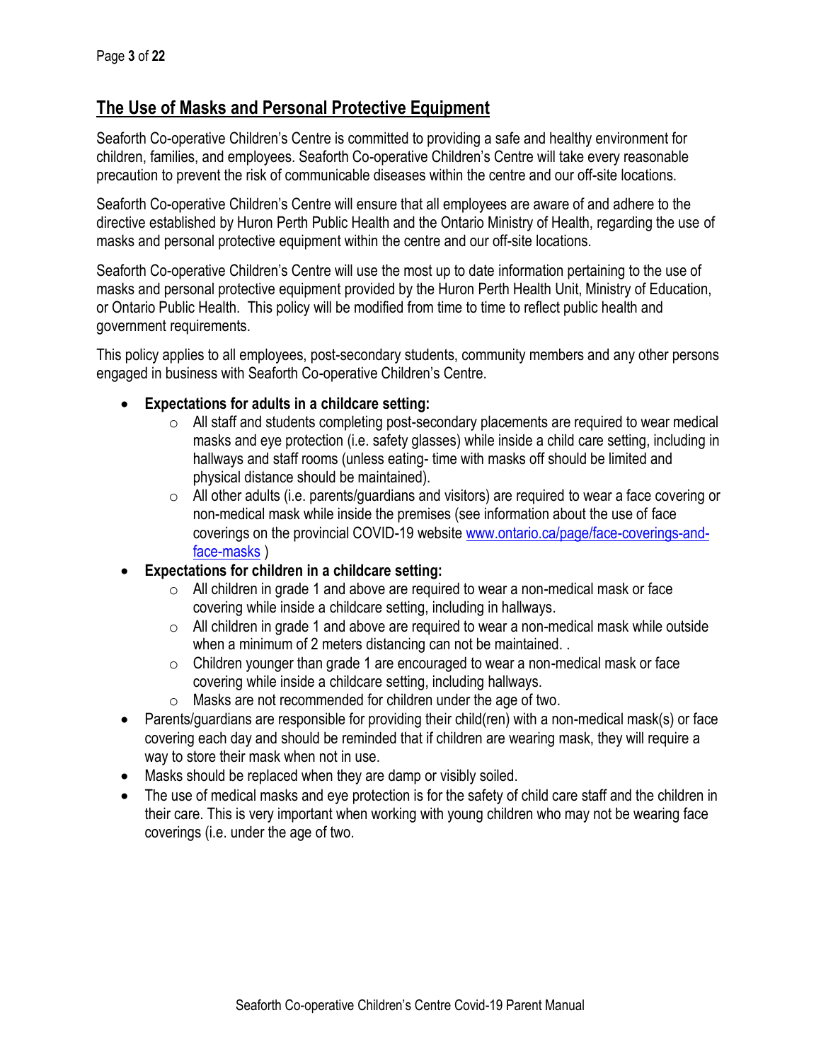## The Use of Masks and Personal Protective Equipment

Seaforth Co-operative Children's Centre is committed to providing a safe and healthy environment for children, families, and employees. Seaforth Co-operative Children's Centre will take every reasonable precaution to prevent the risk of communicable diseases within the centre and our off-site locations.

Seaforth Co-operative Children's Centre will ensure that all employees are aware of and adhere to the directive established by Huron Perth Public Health and the Ontario Ministry of Health, regarding the use of masks and personal protective equipment within the centre and our off-site locations.

Seaforth Co-operative Children's Centre will use the most up to date information pertaining to the use of masks and personal protective equipment provided by the Huron Perth Health Unit, Ministry of Education, or Ontario Public Health. This policy will be modified from time to time to reflect public health and government requirements.

This policy applies to all employees, post-secondary students, community members and any other persons engaged in business with Seaforth Co-operative Children's Centre.

- **Expectations for adults in a childcare setting:**
  - All staff and students completing post-secondary placements are required to wear medical masks and eye protection (i.e. safety glasses) while inside a child care setting, including in hallways and staff rooms (unless eating- time with masks off should be limited and physical distance should be maintained).
  - All other adults (i.e. parents/guardians and visitors) are required to wear a face covering or non-medical mask while inside the premises (see information about the use of face coverings on the provincial COVID-19 website [www.ontario.ca/page/face-coverings-and-face-masks](http://www.ontario.ca/page/face-coverings-and-face-masks) )
- **Expectations for children in a childcare setting:**
  - All children in grade 1 and above are required to wear a non-medical mask or face covering while inside a childcare setting, including in hallways.
  - All children in grade 1 and above are required to wear a non-medical mask while outside when a minimum of 2 meters distancing can not be maintained. .
  - Children younger than grade 1 are encouraged to wear a non-medical mask or face covering while inside a childcare setting, including hallways.
  - Masks are not recommended for children under the age of two.
- Parents/guardians are responsible for providing their child(ren) with a non-medical mask(s) or face covering each day and should be reminded that if children are wearing mask, they will require a way to store their mask when not in use.
- Masks should be replaced when they are damp or visibly soiled.
- The use of medical masks and eye protection is for the safety of child care staff and the children in their care. This is very important when working with young children who may not be wearing face coverings (i.e. under the age of two.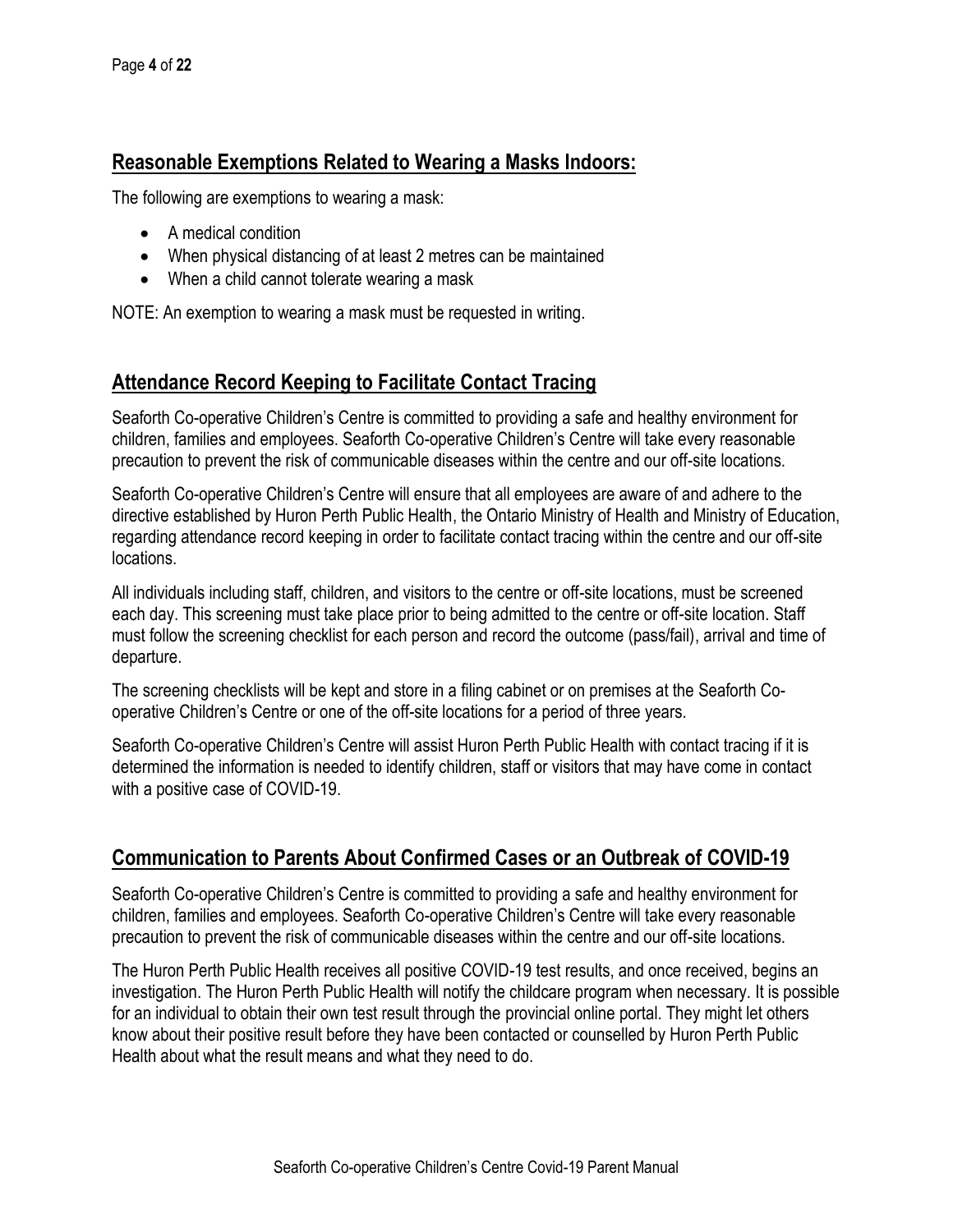## Reasonable Exemptions Related to Wearing a Masks Indoors:

The following are exemptions to wearing a mask:

- A medical condition
- When physical distancing of at least 2 metres can be maintained
- When a child cannot tolerate wearing a mask

NOTE: An exemption to wearing a mask must be requested in writing.

## Attendance Record Keeping to Facilitate Contact Tracing

Seaforth Co-operative Children's Centre is committed to providing a safe and healthy environment for children, families and employees. Seaforth Co-operative Children's Centre will take every reasonable precaution to prevent the risk of communicable diseases within the centre and our off-site locations.

Seaforth Co-operative Children's Centre will ensure that all employees are aware of and adhere to the directive established by Huron Perth Public Health, the Ontario Ministry of Health and Ministry of Education, regarding attendance record keeping in order to facilitate contact tracing within the centre and our off-site locations.

All individuals including staff, children, and visitors to the centre or off-site locations, must be screened each day. This screening must take place prior to being admitted to the centre or off-site location. Staff must follow the screening checklist for each person and record the outcome (pass/fail), arrival and time of departure.

The screening checklists will be kept and store in a filing cabinet or on premises at the Seaforth Co-operative Children's Centre or one of the off-site locations for a period of three years.

Seaforth Co-operative Children's Centre will assist Huron Perth Public Health with contact tracing if it is determined the information is needed to identify children, staff or visitors that may have come in contact with a positive case of COVID-19.

## Communication to Parents About Confirmed Cases or an Outbreak of COVID-19

Seaforth Co-operative Children's Centre is committed to providing a safe and healthy environment for children, families and employees. Seaforth Co-operative Children's Centre will take every reasonable precaution to prevent the risk of communicable diseases within the centre and our off-site locations.

The Huron Perth Public Health receives all positive COVID-19 test results, and once received, begins an investigation. The Huron Perth Public Health will notify the childcare program when necessary. It is possible for an individual to obtain their own test result through the provincial online portal. They might let others know about their positive result before they have been contacted or counselled by Huron Perth Public Health about what the result means and what they need to do.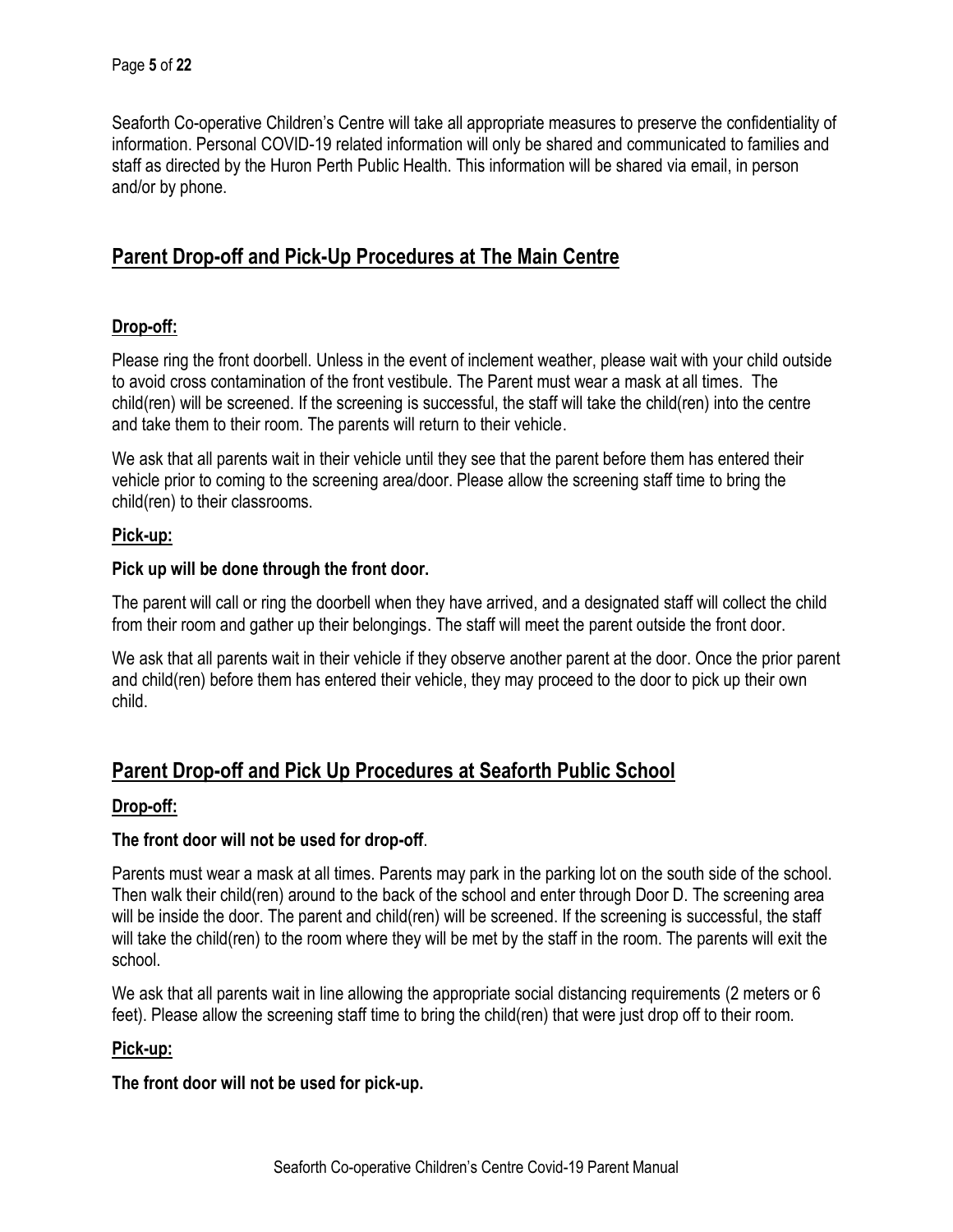Seaforth Co-operative Children's Centre will take all appropriate measures to preserve the confidentiality of information. Personal COVID-19 related information will only be shared and communicated to families and staff as directed by the Huron Perth Public Health. This information will be shared via email, in person and/or by phone.

## Parent Drop-off and Pick-Up Procedures at The Main Centre

### Drop-off:

Please ring the front doorbell. Unless in the event of inclement weather, please wait with your child outside to avoid cross contamination of the front vestibule. The Parent must wear a mask at all times. The child(ren) will be screened. If the screening is successful, the staff will take the child(ren) into the centre and take them to their room. The parents will return to their vehicle.

We ask that all parents wait in their vehicle until they see that the parent before them has entered their vehicle prior to coming to the screening area/door. Please allow the screening staff time to bring the child(ren) to their classrooms.

### Pick-up:

**Pick up will be done through the front door.**

The parent will call or ring the doorbell when they have arrived, and a designated staff will collect the child from their room and gather up their belongings. The staff will meet the parent outside the front door.

We ask that all parents wait in their vehicle if they observe another parent at the door. Once the prior parent and child(ren) before them has entered their vehicle, they may proceed to the door to pick up their own child.

## Parent Drop-off and Pick Up Procedures at Seaforth Public School

### Drop-off:

**The front door will not be used for drop-off**.

Parents must wear a mask at all times. Parents may park in the parking lot on the south side of the school. Then walk their child(ren) around to the back of the school and enter through Door D. The screening area will be inside the door. The parent and child(ren) will be screened. If the screening is successful, the staff will take the child(ren) to the room where they will be met by the staff in the room. The parents will exit the school.

We ask that all parents wait in line allowing the appropriate social distancing requirements (2 meters or 6 feet). Please allow the screening staff time to bring the child(ren) that were just drop off to their room.

### Pick-up:

**The front door will not be used for pick-up.**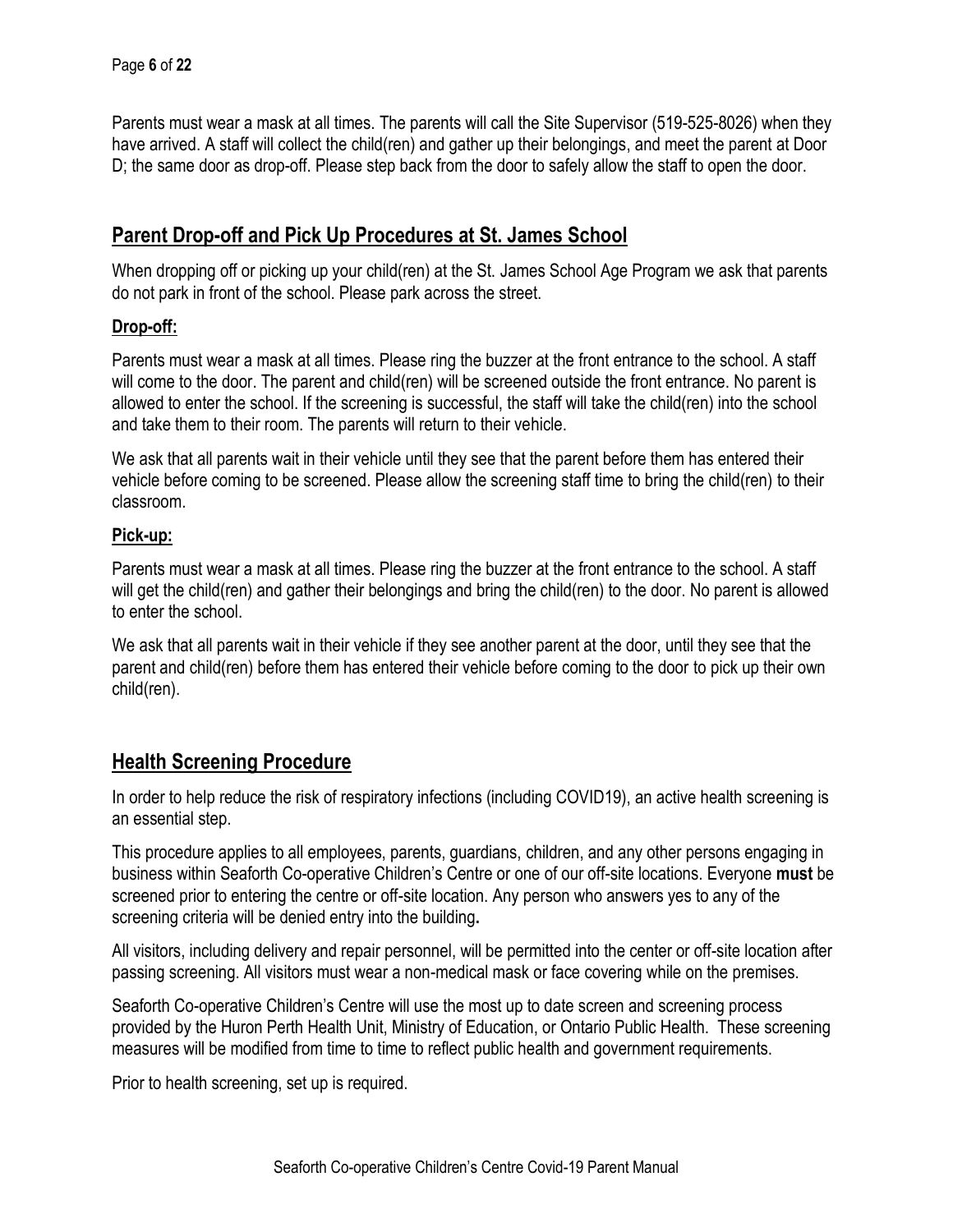Parents must wear a mask at all times. The parents will call the Site Supervisor (519-525-8026) when they have arrived. A staff will collect the child(ren) and gather up their belongings, and meet the parent at Door D; the same door as drop-off. Please step back from the door to safely allow the staff to open the door.

## Parent Drop-off and Pick Up Procedures at St. James School

When dropping off or picking up your child(ren) at the St. James School Age Program we ask that parents do not park in front of the school. Please park across the street.

### Drop-off:

Parents must wear a mask at all times. Please ring the buzzer at the front entrance to the school. A staff will come to the door. The parent and child(ren) will be screened outside the front entrance. No parent is allowed to enter the school. If the screening is successful, the staff will take the child(ren) into the school and take them to their room. The parents will return to their vehicle.

We ask that all parents wait in their vehicle until they see that the parent before them has entered their vehicle before coming to be screened. Please allow the screening staff time to bring the child(ren) to their classroom.

### Pick-up:

Parents must wear a mask at all times. Please ring the buzzer at the front entrance to the school. A staff will get the child(ren) and gather their belongings and bring the child(ren) to the door. No parent is allowed to enter the school.

We ask that all parents wait in their vehicle if they see another parent at the door, until they see that the parent and child(ren) before them has entered their vehicle before coming to the door to pick up their own child(ren).

## Health Screening Procedure

In order to help reduce the risk of respiratory infections (including COVID19), an active health screening is an essential step.

This procedure applies to all employees, parents, guardians, children, and any other persons engaging in business within Seaforth Co-operative Children's Centre or one of our off-site locations. Everyone **must** be screened prior to entering the centre or off-site location. Any person who answers yes to any of the screening criteria will be denied entry into the building**.**

All visitors, including delivery and repair personnel, will be permitted into the center or off-site location after passing screening. All visitors must wear a non-medical mask or face covering while on the premises.

Seaforth Co-operative Children's Centre will use the most up to date screen and screening process provided by the Huron Perth Health Unit, Ministry of Education, or Ontario Public Health. These screening measures will be modified from time to time to reflect public health and government requirements.

Prior to health screening, set up is required.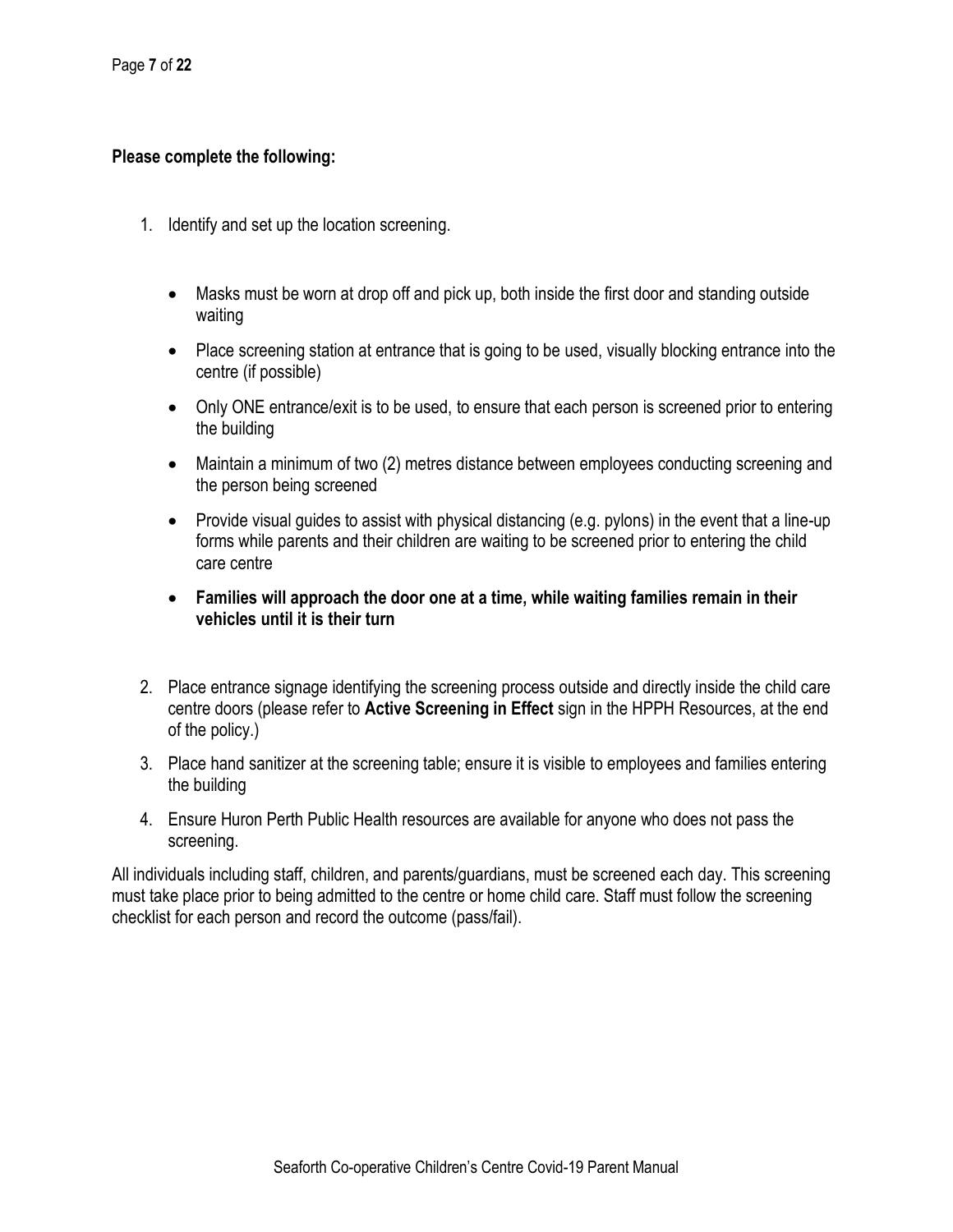**Please complete the following:**

1. Identify and set up the location screening.

    - Masks must be worn at drop off and pick up, both inside the first door and standing outside waiting
    - Place screening station at entrance that is going to be used, visually blocking entrance into the centre (if possible)
    - Only ONE entrance/exit is to be used, to ensure that each person is screened prior to entering the building
    - Maintain a minimum of two (2) metres distance between employees conducting screening and the person being screened
    - Provide visual guides to assist with physical distancing (e.g. pylons) in the event that a line-up forms while parents and their children are waiting to be screened prior to entering the child care centre
    - **Families will approach the door one at a time, while waiting families remain in their vehicles until it is their turn**

2. Place entrance signage identifying the screening process outside and directly inside the child care centre doors (please refer to **Active Screening in Effect** sign in the HPPH Resources, at the end of the policy.)
3. Place hand sanitizer at the screening table; ensure it is visible to employees and families entering the building
4. Ensure Huron Perth Public Health resources are available for anyone who does not pass the screening.

All individuals including staff, children, and parents/guardians, must be screened each day. This screening must take place prior to being admitted to the centre or home child care. Staff must follow the screening checklist for each person and record the outcome (pass/fail).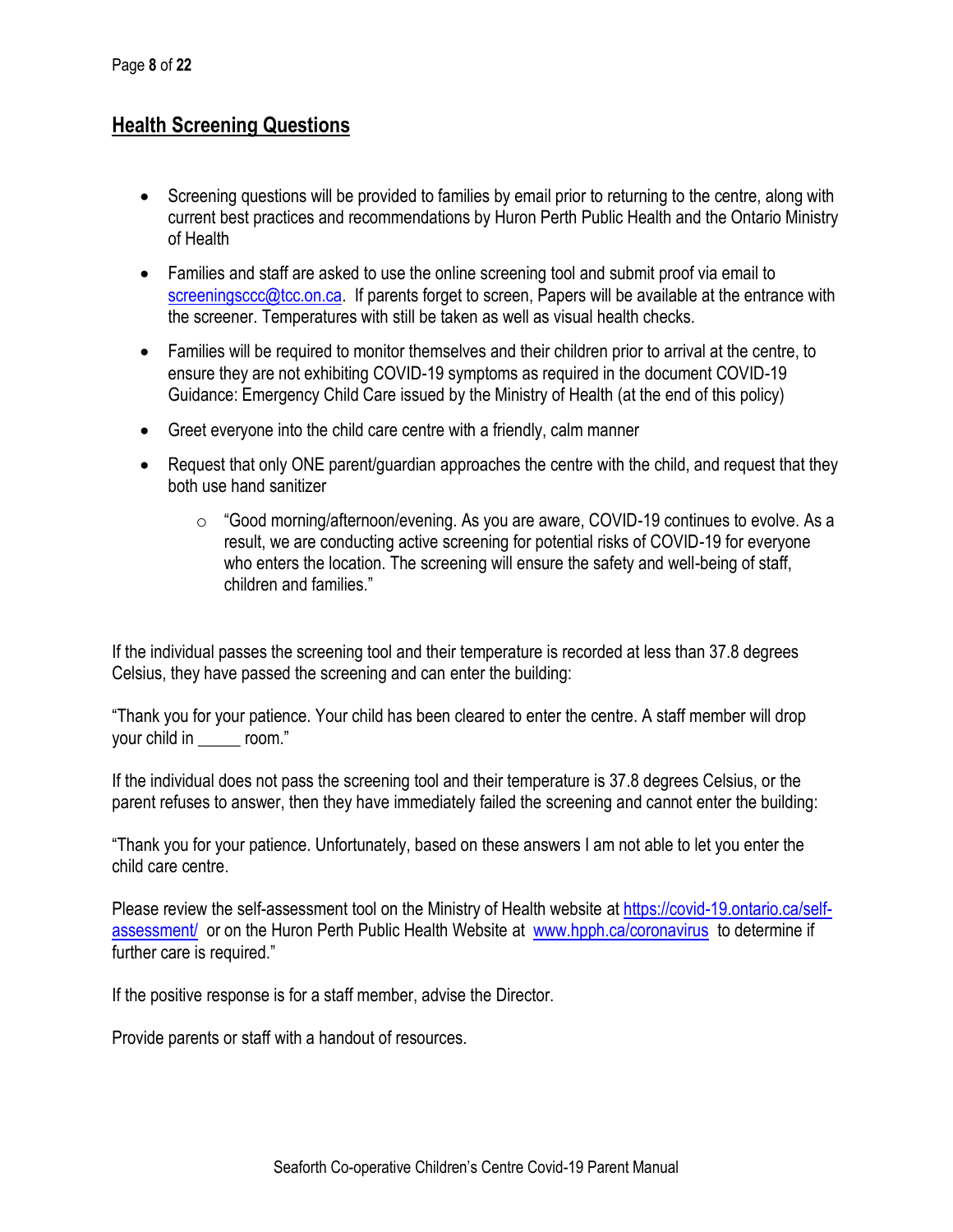## Health Screening Questions

- Screening questions will be provided to families by email prior to returning to the centre, along with current best practices and recommendations by Huron Perth Public Health and the Ontario Ministry of Health
- Families and staff are asked to use the online screening tool and submit proof via email to screeningsccc@tcc.on.ca. If parents forget to screen, Papers will be available at the entrance with the screener. Temperatures with still be taken as well as visual health checks.
- Families will be required to monitor themselves and their children prior to arrival at the centre, to ensure they are not exhibiting COVID-19 symptoms as required in the document COVID-19 Guidance: Emergency Child Care issued by the Ministry of Health (at the end of this policy)
- Greet everyone into the child care centre with a friendly, calm manner
- Request that only ONE parent/guardian approaches the centre with the child, and request that they both use hand sanitizer
    - "Good morning/afternoon/evening. As you are aware, COVID-19 continues to evolve. As a result, we are conducting active screening for potential risks of COVID-19 for everyone who enters the location. The screening will ensure the safety and well-being of staff, children and families."

If the individual passes the screening tool and their temperature is recorded at less than 37.8 degrees Celsius, they have passed the screening and can enter the building:

"Thank you for your patience. Your child has been cleared to enter the centre. A staff member will drop your child in _____ room."

If the individual does not pass the screening tool and their temperature is 37.8 degrees Celsius, or the parent refuses to answer, then they have immediately failed the screening and cannot enter the building:

"Thank you for your patience. Unfortunately, based on these answers I am not able to let you enter the child care centre.

Please review the self-assessment tool on the Ministry of Health website at https://covid-19.ontario.ca/self-assessment/ or on the Huron Perth Public Health Website at www.hpph.ca/coronavirus to determine if further care is required."

If the positive response is for a staff member, advise the Director.

Provide parents or staff with a handout of resources.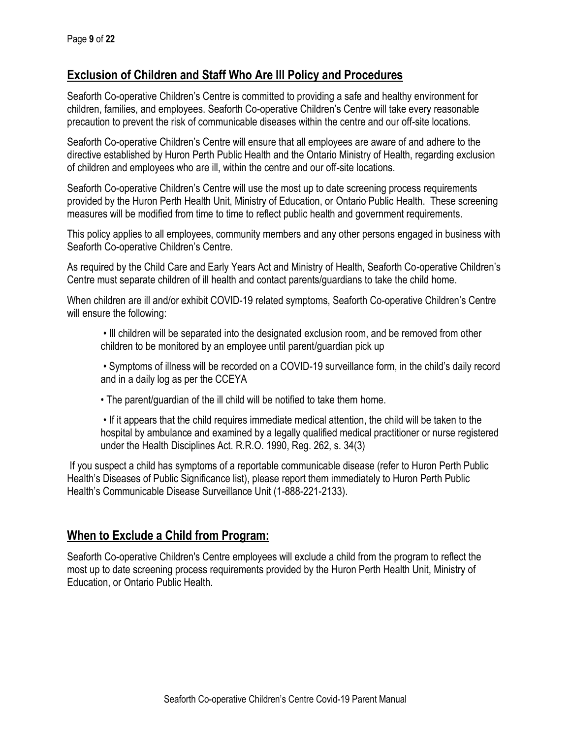## Exclusion of Children and Staff Who Are Ill Policy and Procedures

Seaforth Co-operative Children's Centre is committed to providing a safe and healthy environment for children, families, and employees. Seaforth Co-operative Children's Centre will take every reasonable precaution to prevent the risk of communicable diseases within the centre and our off-site locations.

Seaforth Co-operative Children's Centre will ensure that all employees are aware of and adhere to the directive established by Huron Perth Public Health and the Ontario Ministry of Health, regarding exclusion of children and employees who are ill, within the centre and our off-site locations.

Seaforth Co-operative Children's Centre will use the most up to date screening process requirements provided by the Huron Perth Health Unit, Ministry of Education, or Ontario Public Health. These screening measures will be modified from time to time to reflect public health and government requirements.

This policy applies to all employees, community members and any other persons engaged in business with Seaforth Co-operative Children's Centre.

As required by the Child Care and Early Years Act and Ministry of Health, Seaforth Co-operative Children's Centre must separate children of ill health and contact parents/guardians to take the child home.

When children are ill and/or exhibit COVID-19 related symptoms, Seaforth Co-operative Children's Centre will ensure the following:

- Ill children will be separated into the designated exclusion room, and be removed from other children to be monitored by an employee until parent/guardian pick up
- Symptoms of illness will be recorded on a COVID-19 surveillance form, in the child's daily record and in a daily log as per the CCEYA
- The parent/guardian of the ill child will be notified to take them home.
- If it appears that the child requires immediate medical attention, the child will be taken to the hospital by ambulance and examined by a legally qualified medical practitioner or nurse registered under the Health Disciplines Act. R.R.O. 1990, Reg. 262, s. 34(3)

If you suspect a child has symptoms of a reportable communicable disease (refer to Huron Perth Public Health's Diseases of Public Significance list), please report them immediately to Huron Perth Public Health's Communicable Disease Surveillance Unit (1-888-221-2133).

## When to Exclude a Child from Program:

Seaforth Co-operative Children's Centre employees will exclude a child from the program to reflect the most up to date screening process requirements provided by the Huron Perth Health Unit, Ministry of Education, or Ontario Public Health.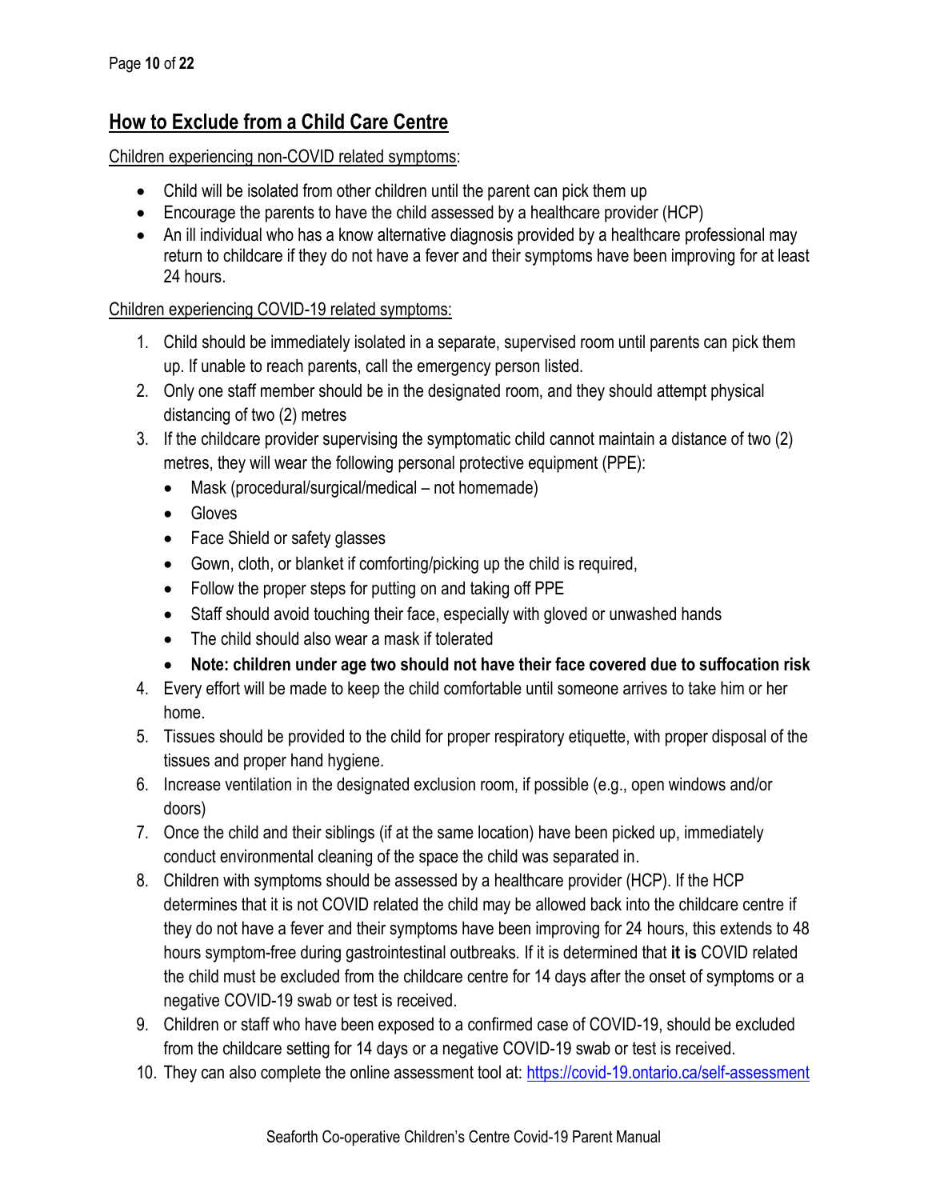## How to Exclude from a Child Care Centre

Children experiencing non-COVID related symptoms:

- Child will be isolated from other children until the parent can pick them up
- Encourage the parents to have the child assessed by a healthcare provider (HCP)
- An ill individual who has a know alternative diagnosis provided by a healthcare professional may return to childcare if they do not have a fever and their symptoms have been improving for at least 24 hours.

Children experiencing COVID-19 related symptoms:

1. Child should be immediately isolated in a separate, supervised room until parents can pick them up. If unable to reach parents, call the emergency person listed.
2. Only one staff member should be in the designated room, and they should attempt physical distancing of two (2) metres
3. If the childcare provider supervising the symptomatic child cannot maintain a distance of two (2) metres, they will wear the following personal protective equipment (PPE):
   - Mask (procedural/surgical/medical – not homemade)
   - Gloves
   - Face Shield or safety glasses
   - Gown, cloth, or blanket if comforting/picking up the child is required,
   - Follow the proper steps for putting on and taking off PPE
   - Staff should avoid touching their face, especially with gloved or unwashed hands
   - The child should also wear a mask if tolerated
   - **Note: children under age two should not have their face covered due to suffocation risk**
4. Every effort will be made to keep the child comfortable until someone arrives to take him or her home.
5. Tissues should be provided to the child for proper respiratory etiquette, with proper disposal of the tissues and proper hand hygiene.
6. Increase ventilation in the designated exclusion room, if possible (e.g., open windows and/or doors)
7. Once the child and their siblings (if at the same location) have been picked up, immediately conduct environmental cleaning of the space the child was separated in.
8. Children with symptoms should be assessed by a healthcare provider (HCP). If the HCP determines that it is not COVID related the child may be allowed back into the childcare centre if they do not have a fever and their symptoms have been improving for 24 hours, this extends to 48 hours symptom-free during gastrointestinal outbreaks. If it is determined that **it is** COVID related the child must be excluded from the childcare centre for 14 days after the onset of symptoms or a negative COVID-19 swab or test is received.
9. Children or staff who have been exposed to a confirmed case of COVID-19, should be excluded from the childcare setting for 14 days or a negative COVID-19 swab or test is received.
10. They can also complete the online assessment tool at: https://covid-19.ontario.ca/self-assessment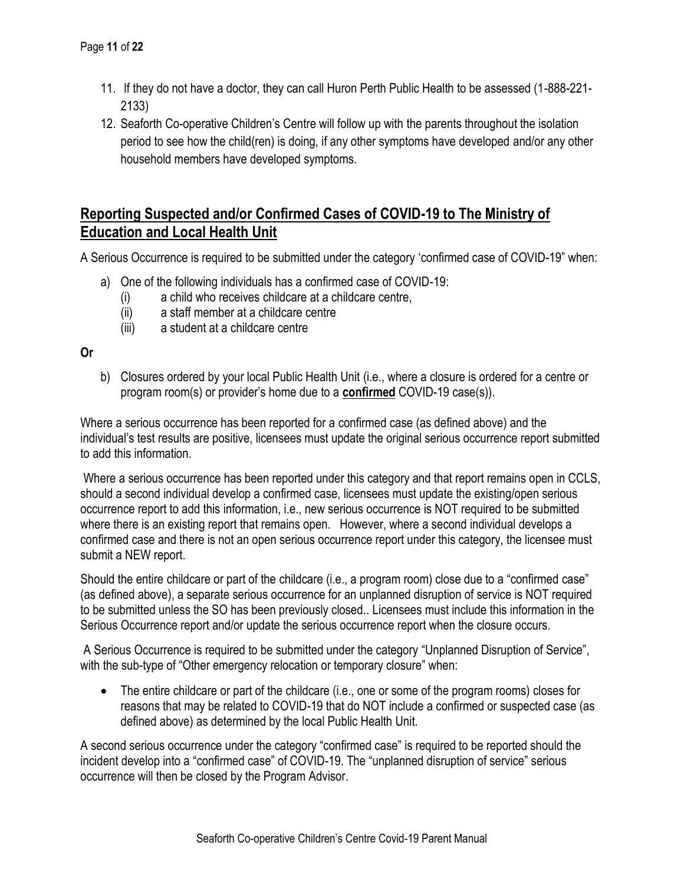11. If they do not have a doctor, they can call Huron Perth Public Health to be assessed (1-888-221-2133)
12. Seaforth Co-operative Children's Centre will follow up with the parents throughout the isolation period to see how the child(ren) is doing, if any other symptoms have developed and/or any other household members have developed symptoms.

## Reporting Suspected and/or Confirmed Cases of COVID-19 to The Ministry of Education and Local Health Unit

A Serious Occurrence is required to be submitted under the category 'confirmed case of COVID-19" when:

a) One of the following individuals has a confirmed case of COVID-19:
   (i) a child who receives childcare at a childcare centre,
   (ii) a staff member at a childcare centre
   (iii) a student at a childcare centre

**Or**

b) Closures ordered by your local Public Health Unit (i.e., where a closure is ordered for a centre or program room(s) or provider's home due to a **confirmed** COVID-19 case(s)).

Where a serious occurrence has been reported for a confirmed case (as defined above) and the individual's test results are positive, licensees must update the original serious occurrence report submitted to add this information.

Where a serious occurrence has been reported under this category and that report remains open in CCLS, should a second individual develop a confirmed case, licensees must update the existing/open serious occurrence report to add this information, i.e., new serious occurrence is NOT required to be submitted where there is an existing report that remains open. However, where a second individual develops a confirmed case and there is not an open serious occurrence report under this category, the licensee must submit a NEW report.

Should the entire childcare or part of the childcare (i.e., a program room) close due to a "confirmed case" (as defined above), a separate serious occurrence for an unplanned disruption of service is NOT required to be submitted unless the SO has been previously closed.. Licensees must include this information in the Serious Occurrence report and/or update the serious occurrence report when the closure occurs.

A Serious Occurrence is required to be submitted under the category "Unplanned Disruption of Service", with the sub-type of "Other emergency relocation or temporary closure" when:

- The entire childcare or part of the childcare (i.e., one or some of the program rooms) closes for reasons that may be related to COVID-19 that do NOT include a confirmed or suspected case (as defined above) as determined by the local Public Health Unit.

A second serious occurrence under the category "confirmed case" is required to be reported should the incident develop into a "confirmed case" of COVID-19. The "unplanned disruption of service" serious occurrence will then be closed by the Program Advisor.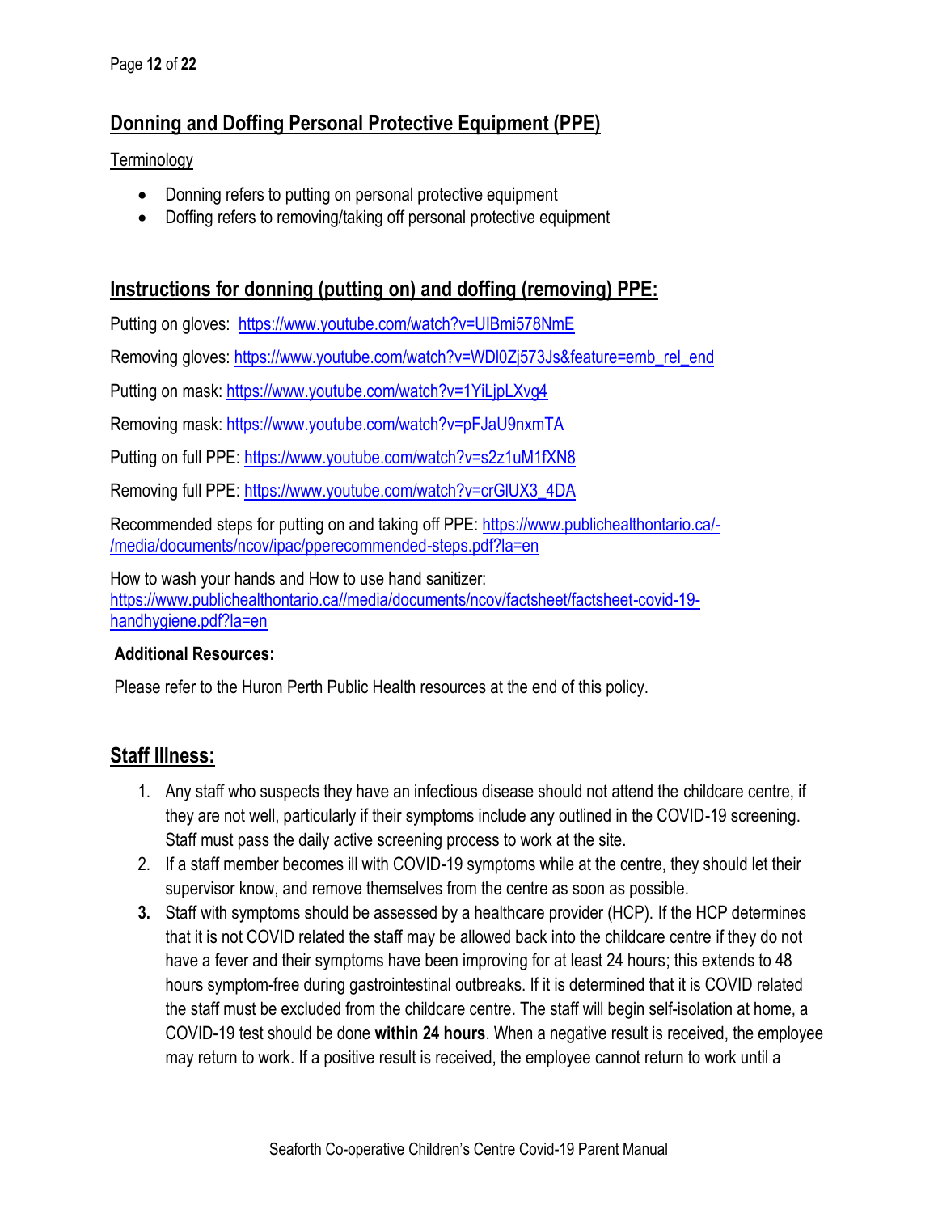## Donning and Doffing Personal Protective Equipment (PPE)

Terminology

- Donning refers to putting on personal protective equipment
- Doffing refers to removing/taking off personal protective equipment

## Instructions for donning (putting on) and doffing (removing) PPE:

Putting on gloves: https://www.youtube.com/watch?v=UIBmi578NmE

Removing gloves: https://www.youtube.com/watch?v=WDl0Zj573Js&feature=emb_rel_end

Putting on mask: https://www.youtube.com/watch?v=1YiLjpLXvg4

Removing mask: https://www.youtube.com/watch?v=pFJaU9nxmTA

Putting on full PPE: https://www.youtube.com/watch?v=s2z1uM1fXN8

Removing full PPE: https://www.youtube.com/watch?v=crGlUX3_4DA

Recommended steps for putting on and taking off PPE: https://www.publichealthontario.ca/-/media/documents/ncov/ipac/pperecommended-steps.pdf?la=en

How to wash your hands and How to use hand sanitizer: https://www.publichealthontario.ca//media/documents/ncov/factsheet/factsheet-covid-19-handhygiene.pdf?la=en

**Additional Resources:**

Please refer to the Huron Perth Public Health resources at the end of this policy.

## Staff Illness:

1. Any staff who suspects they have an infectious disease should not attend the childcare centre, if they are not well, particularly if their symptoms include any outlined in the COVID-19 screening. Staff must pass the daily active screening process to work at the site.
2. If a staff member becomes ill with COVID-19 symptoms while at the centre, they should let their supervisor know, and remove themselves from the centre as soon as possible.
3. Staff with symptoms should be assessed by a healthcare provider (HCP). If the HCP determines that it is not COVID related the staff may be allowed back into the childcare centre if they do not have a fever and their symptoms have been improving for at least 24 hours; this extends to 48 hours symptom-free during gastrointestinal outbreaks. If it is determined that it is COVID related the staff must be excluded from the childcare centre. The staff will begin self-isolation at home, a COVID-19 test should be done **within 24 hours**. When a negative result is received, the employee may return to work. If a positive result is received, the employee cannot return to work until a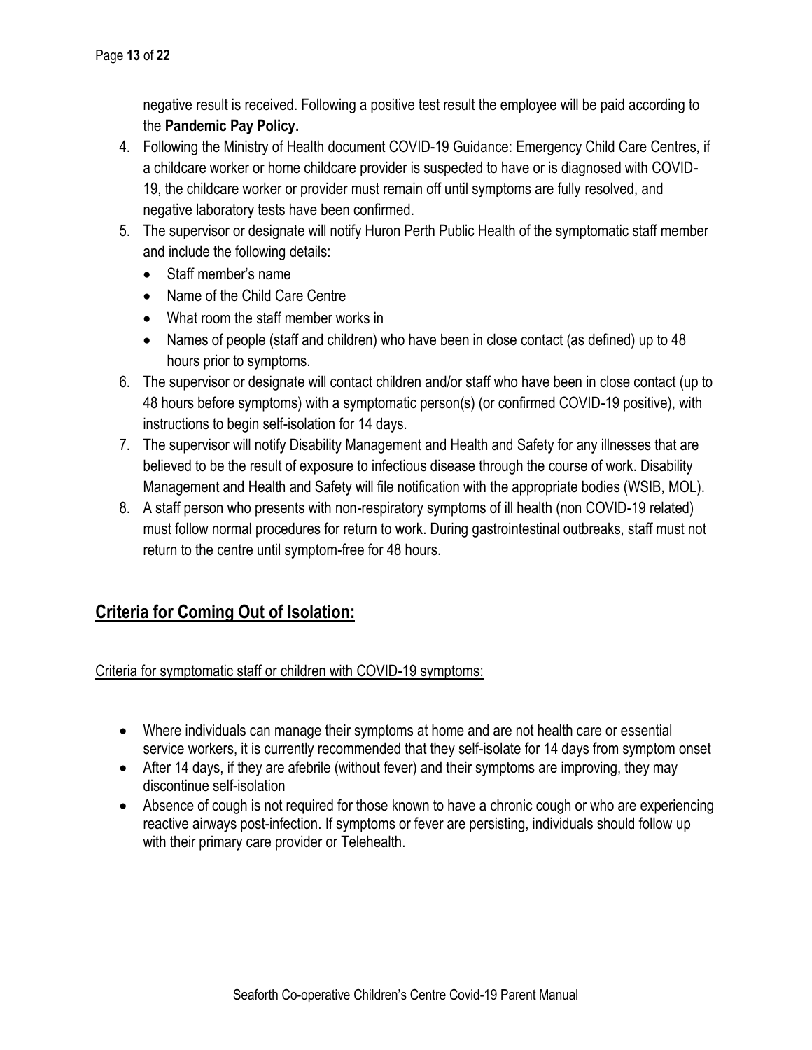negative result is received. Following a positive test result the employee will be paid according to the **Pandemic Pay Policy.**

4. Following the Ministry of Health document COVID-19 Guidance: Emergency Child Care Centres, if a childcare worker or home childcare provider is suspected to have or is diagnosed with COVID-19, the childcare worker or provider must remain off until symptoms are fully resolved, and negative laboratory tests have been confirmed.
5. The supervisor or designate will notify Huron Perth Public Health of the symptomatic staff member and include the following details:
   - Staff member's name
   - Name of the Child Care Centre
   - What room the staff member works in
   - Names of people (staff and children) who have been in close contact (as defined) up to 48 hours prior to symptoms.
6. The supervisor or designate will contact children and/or staff who have been in close contact (up to 48 hours before symptoms) with a symptomatic person(s) (or confirmed COVID-19 positive), with instructions to begin self-isolation for 14 days.
7. The supervisor will notify Disability Management and Health and Safety for any illnesses that are believed to be the result of exposure to infectious disease through the course of work. Disability Management and Health and Safety will file notification with the appropriate bodies (WSIB, MOL).
8. A staff person who presents with non-respiratory symptoms of ill health (non COVID-19 related) must follow normal procedures for return to work. During gastrointestinal outbreaks, staff must not return to the centre until symptom-free for 48 hours.

## Criteria for Coming Out of Isolation:

Criteria for symptomatic staff or children with COVID-19 symptoms:

- Where individuals can manage their symptoms at home and are not health care or essential service workers, it is currently recommended that they self-isolate for 14 days from symptom onset
- After 14 days, if they are afebrile (without fever) and their symptoms are improving, they may discontinue self-isolation
- Absence of cough is not required for those known to have a chronic cough or who are experiencing reactive airways post-infection. If symptoms or fever are persisting, individuals should follow up with their primary care provider or Telehealth.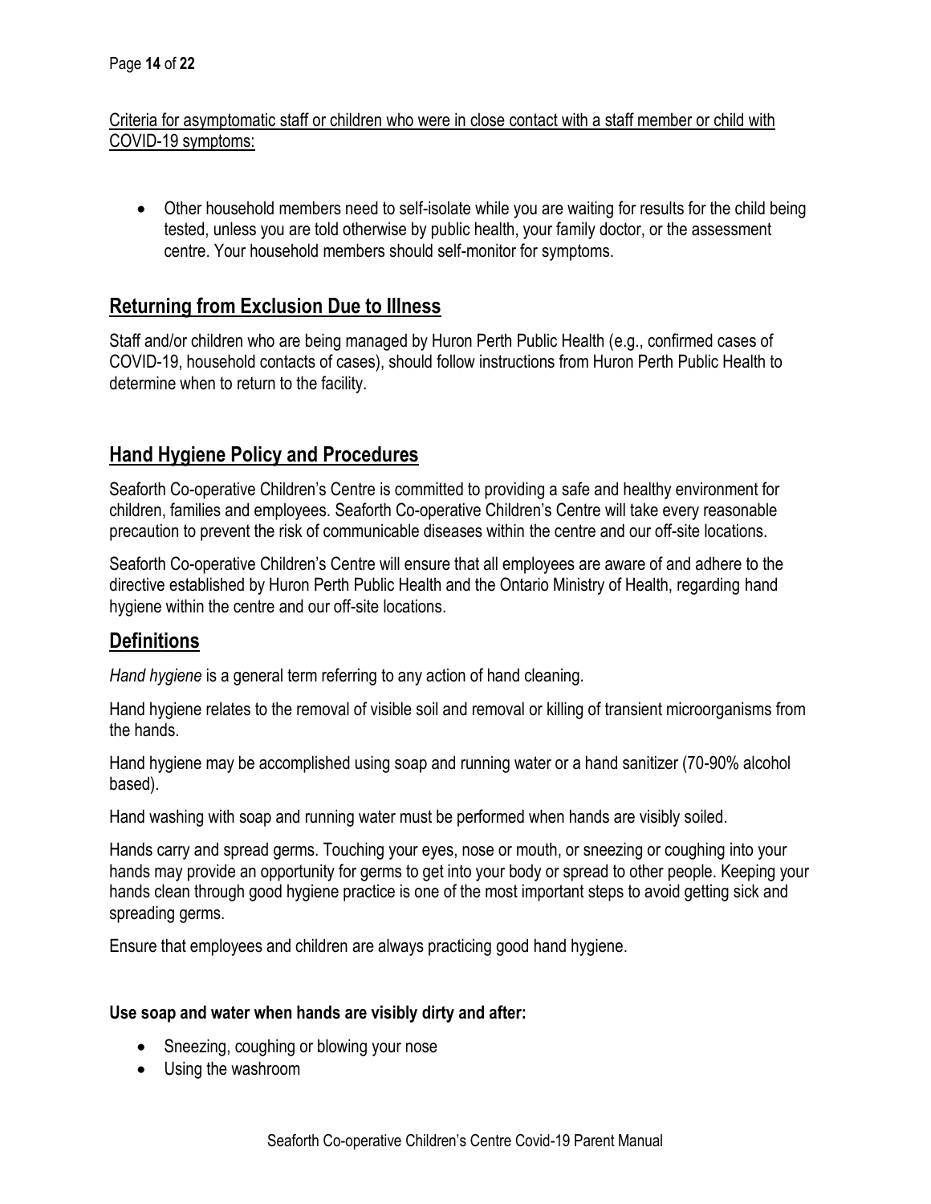Criteria for asymptomatic staff or children who were in close contact with a staff member or child with COVID-19 symptoms:

- Other household members need to self-isolate while you are waiting for results for the child being tested, unless you are told otherwise by public health, your family doctor, or the assessment centre. Your household members should self-monitor for symptoms.

## Returning from Exclusion Due to Illness

Staff and/or children who are being managed by Huron Perth Public Health (e.g., confirmed cases of COVID-19, household contacts of cases), should follow instructions from Huron Perth Public Health to determine when to return to the facility.

## Hand Hygiene Policy and Procedures

Seaforth Co-operative Children's Centre is committed to providing a safe and healthy environment for children, families and employees. Seaforth Co-operative Children's Centre will take every reasonable precaution to prevent the risk of communicable diseases within the centre and our off-site locations.

Seaforth Co-operative Children's Centre will ensure that all employees are aware of and adhere to the directive established by Huron Perth Public Health and the Ontario Ministry of Health, regarding hand hygiene within the centre and our off-site locations.

## Definitions

*Hand hygiene* is a general term referring to any action of hand cleaning.

Hand hygiene relates to the removal of visible soil and removal or killing of transient microorganisms from the hands.

Hand hygiene may be accomplished using soap and running water or a hand sanitizer (70-90% alcohol based).

Hand washing with soap and running water must be performed when hands are visibly soiled.

Hands carry and spread germs. Touching your eyes, nose or mouth, or sneezing or coughing into your hands may provide an opportunity for germs to get into your body or spread to other people. Keeping your hands clean through good hygiene practice is one of the most important steps to avoid getting sick and spreading germs.

Ensure that employees and children are always practicing good hand hygiene.

**Use soap and water when hands are visibly dirty and after:**

- Sneezing, coughing or blowing your nose
- Using the washroom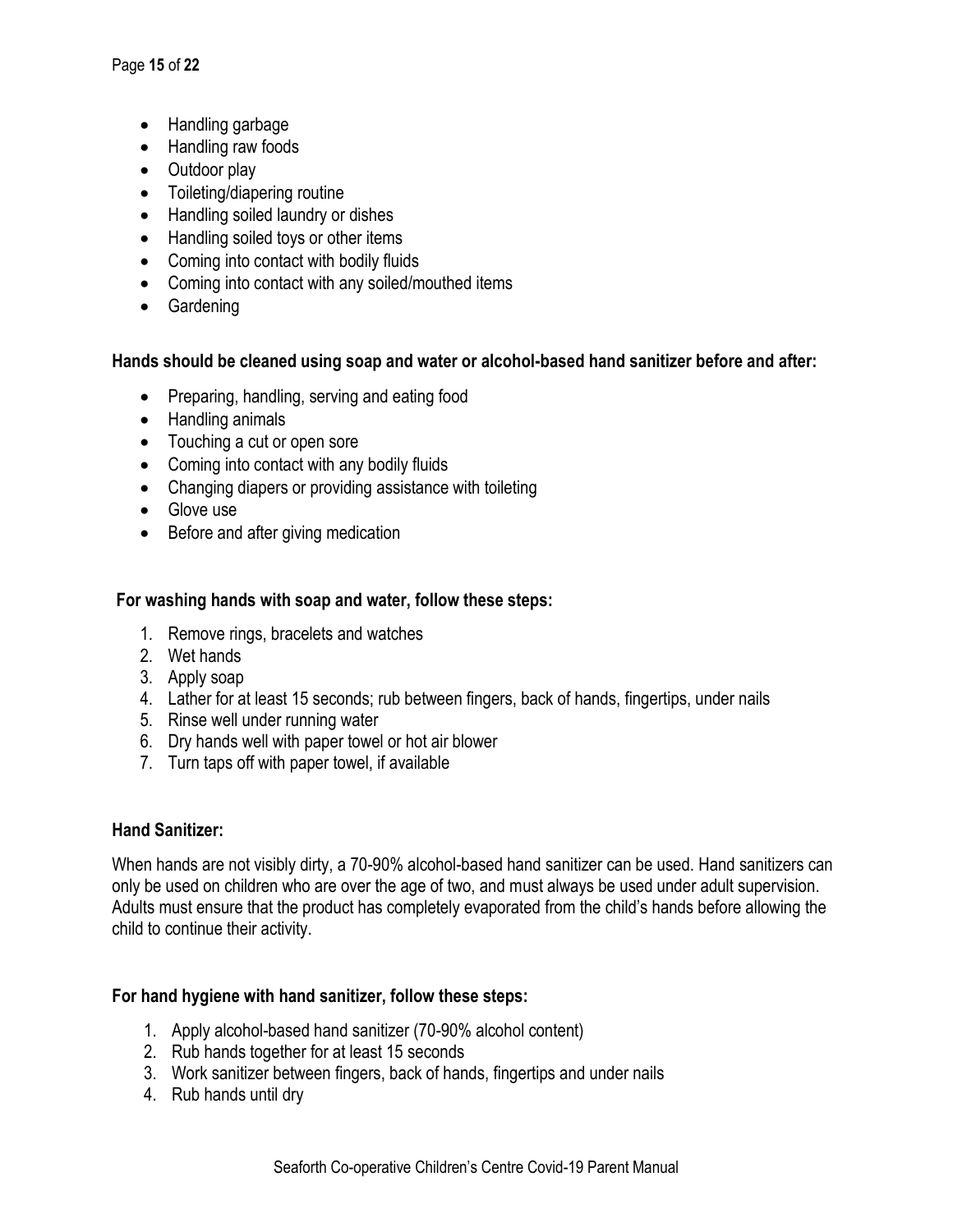- Handling garbage
- Handling raw foods
- Outdoor play
- Toileting/diapering routine
- Handling soiled laundry or dishes
- Handling soiled toys or other items
- Coming into contact with bodily fluids
- Coming into contact with any soiled/mouthed items
- Gardening

**Hands should be cleaned using soap and water or alcohol-based hand sanitizer before and after:**

- Preparing, handling, serving and eating food
- Handling animals
- Touching a cut or open sore
- Coming into contact with any bodily fluids
- Changing diapers or providing assistance with toileting
- Glove use
- Before and after giving medication

**For washing hands with soap and water, follow these steps:**

1. Remove rings, bracelets and watches
2. Wet hands
3. Apply soap
4. Lather for at least 15 seconds; rub between fingers, back of hands, fingertips, under nails
5. Rinse well under running water
6. Dry hands well with paper towel or hot air blower
7. Turn taps off with paper towel, if available

**Hand Sanitizer:**

When hands are not visibly dirty, a 70-90% alcohol-based hand sanitizer can be used. Hand sanitizers can only be used on children who are over the age of two, and must always be used under adult supervision. Adults must ensure that the product has completely evaporated from the child's hands before allowing the child to continue their activity.

**For hand hygiene with hand sanitizer, follow these steps:**

1. Apply alcohol-based hand sanitizer (70-90% alcohol content)
2. Rub hands together for at least 15 seconds
3. Work sanitizer between fingers, back of hands, fingertips and under nails
4. Rub hands until dry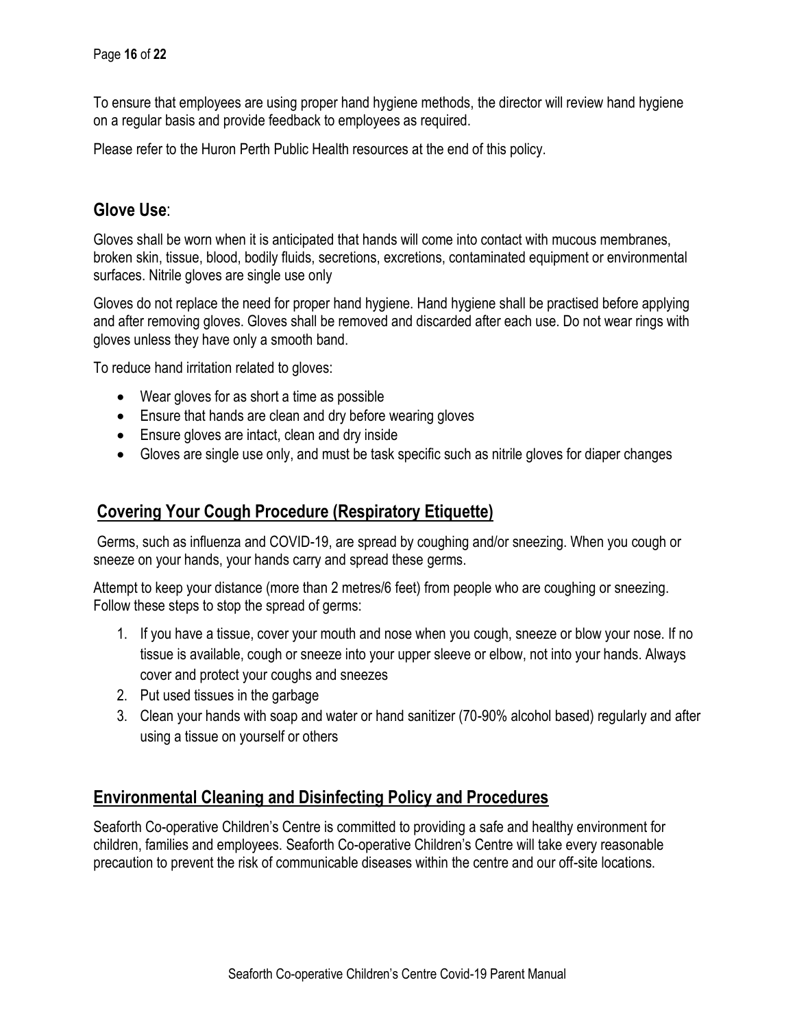To ensure that employees are using proper hand hygiene methods, the director will review hand hygiene on a regular basis and provide feedback to employees as required.

Please refer to the Huron Perth Public Health resources at the end of this policy.

## **Glove Use**:

Gloves shall be worn when it is anticipated that hands will come into contact with mucous membranes, broken skin, tissue, blood, bodily fluids, secretions, excretions, contaminated equipment or environmental surfaces. Nitrile gloves are single use only

Gloves do not replace the need for proper hand hygiene. Hand hygiene shall be practised before applying and after removing gloves. Gloves shall be removed and discarded after each use. Do not wear rings with gloves unless they have only a smooth band.

To reduce hand irritation related to gloves:

- Wear gloves for as short a time as possible
- Ensure that hands are clean and dry before wearing gloves
- Ensure gloves are intact, clean and dry inside
- Gloves are single use only, and must be task specific such as nitrile gloves for diaper changes

## **Covering Your Cough Procedure (Respiratory Etiquette)**

Germs, such as influenza and COVID-19, are spread by coughing and/or sneezing. When you cough or sneeze on your hands, your hands carry and spread these germs.

Attempt to keep your distance (more than 2 metres/6 feet) from people who are coughing or sneezing. Follow these steps to stop the spread of germs:

1. If you have a tissue, cover your mouth and nose when you cough, sneeze or blow your nose. If no tissue is available, cough or sneeze into your upper sleeve or elbow, not into your hands. Always cover and protect your coughs and sneezes
2. Put used tissues in the garbage
3. Clean your hands with soap and water or hand sanitizer (70-90% alcohol based) regularly and after using a tissue on yourself or others

## **Environmental Cleaning and Disinfecting Policy and Procedures**

Seaforth Co-operative Children's Centre is committed to providing a safe and healthy environment for children, families and employees. Seaforth Co-operative Children's Centre will take every reasonable precaution to prevent the risk of communicable diseases within the centre and our off-site locations.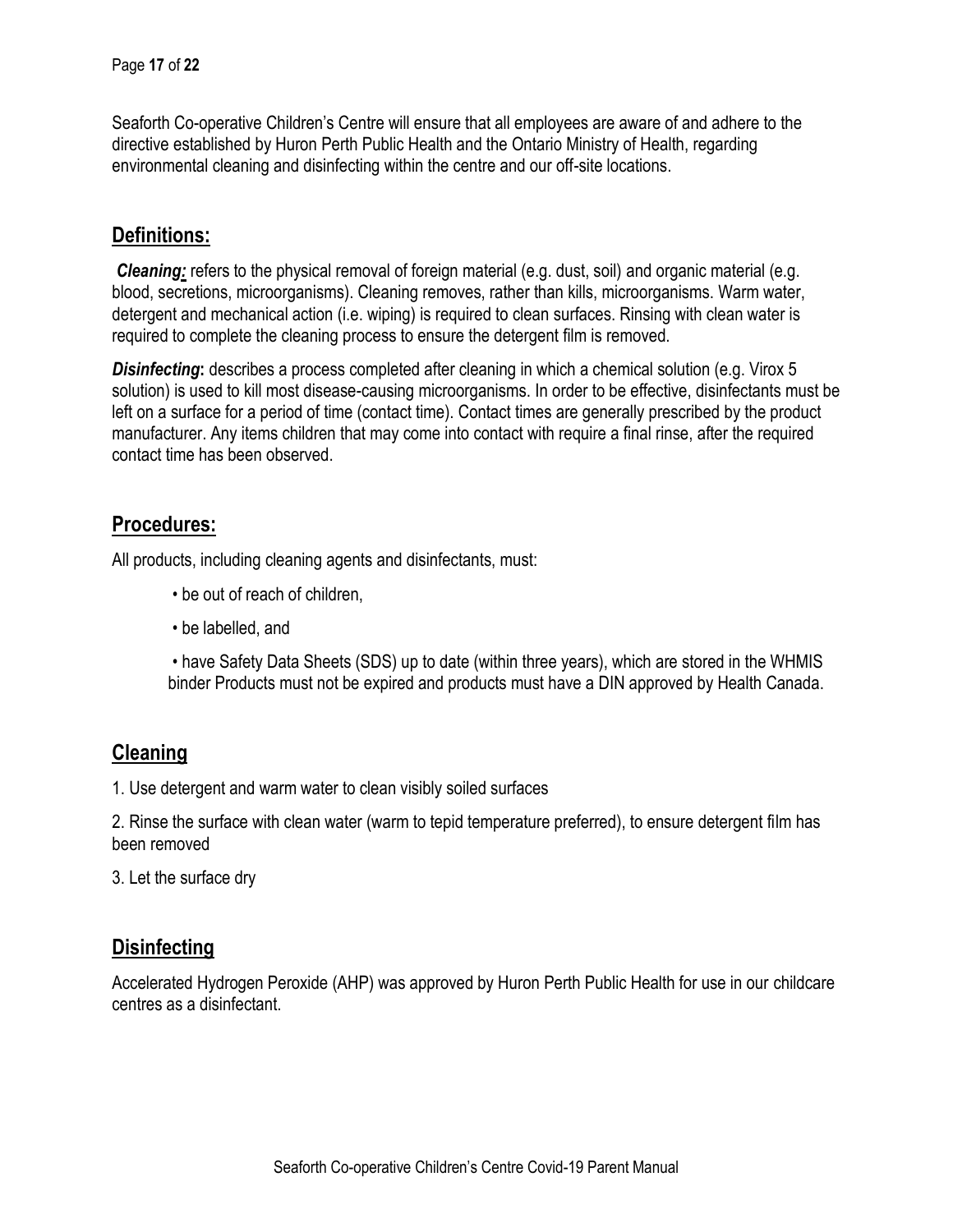Seaforth Co-operative Children's Centre will ensure that all employees are aware of and adhere to the directive established by Huron Perth Public Health and the Ontario Ministry of Health, regarding environmental cleaning and disinfecting within the centre and our off-site locations.

## Definitions:

***Cleaning:*** refers to the physical removal of foreign material (e.g. dust, soil) and organic material (e.g. blood, secretions, microorganisms). Cleaning removes, rather than kills, microorganisms. Warm water, detergent and mechanical action (i.e. wiping) is required to clean surfaces. Rinsing with clean water is required to complete the cleaning process to ensure the detergent film is removed.

***Disinfecting*****:** describes a process completed after cleaning in which a chemical solution (e.g. Virox 5 solution) is used to kill most disease-causing microorganisms. In order to be effective, disinfectants must be left on a surface for a period of time (contact time). Contact times are generally prescribed by the product manufacturer. Any items children that may come into contact with require a final rinse, after the required contact time has been observed.

## Procedures:

All products, including cleaning agents and disinfectants, must:

- be out of reach of children,
- be labelled, and
- have Safety Data Sheets (SDS) up to date (within three years), which are stored in the WHMIS binder Products must not be expired and products must have a DIN approved by Health Canada.

## Cleaning

1. Use detergent and warm water to clean visibly soiled surfaces
2. Rinse the surface with clean water (warm to tepid temperature preferred), to ensure detergent film has been removed
3. Let the surface dry

## Disinfecting

Accelerated Hydrogen Peroxide (AHP) was approved by Huron Perth Public Health for use in our childcare centres as a disinfectant.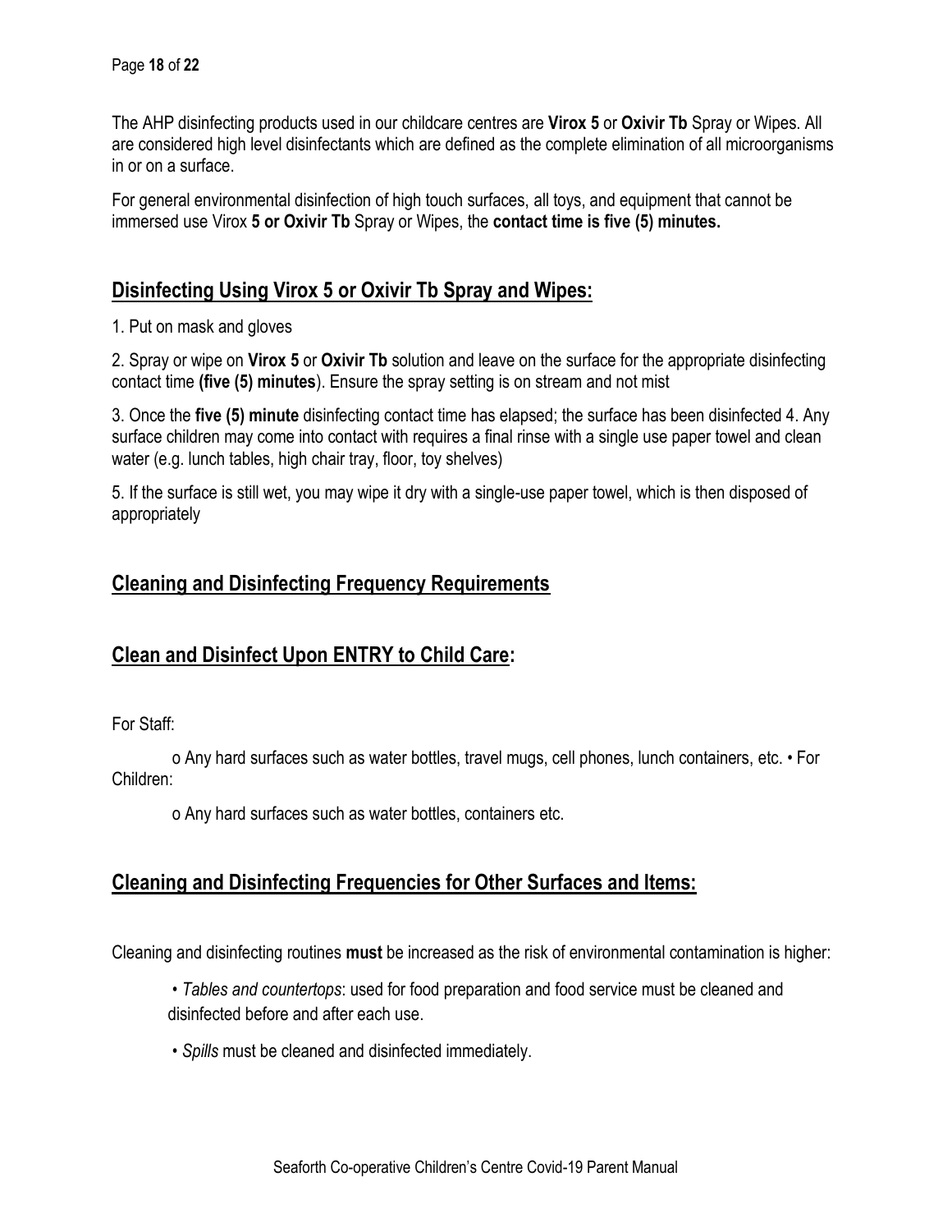The AHP disinfecting products used in our childcare centres are **Virox 5** or **Oxivir Tb** Spray or Wipes. All are considered high level disinfectants which are defined as the complete elimination of all microorganisms in or on a surface.

For general environmental disinfection of high touch surfaces, all toys, and equipment that cannot be immersed use Virox **5 or Oxivir Tb** Spray or Wipes, the **contact time is five (5) minutes.**

## Disinfecting Using Virox 5 or Oxivir Tb Spray and Wipes:

1. Put on mask and gloves

2. Spray or wipe on **Virox 5** or **Oxivir Tb** solution and leave on the surface for the appropriate disinfecting contact time **(five (5) minutes**). Ensure the spray setting is on stream and not mist

3. Once the **five (5) minute** disinfecting contact time has elapsed; the surface has been disinfected 4. Any surface children may come into contact with requires a final rinse with a single use paper towel and clean water (e.g. lunch tables, high chair tray, floor, toy shelves)

5. If the surface is still wet, you may wipe it dry with a single-use paper towel, which is then disposed of appropriately

## Cleaning and Disinfecting Frequency Requirements

## Clean and Disinfect Upon ENTRY to Child Care:

For Staff:

o Any hard surfaces such as water bottles, travel mugs, cell phones, lunch containers, etc. • For Children:

o Any hard surfaces such as water bottles, containers etc.

## Cleaning and Disinfecting Frequencies for Other Surfaces and Items:

Cleaning and disinfecting routines **must** be increased as the risk of environmental contamination is higher:

- *Tables and countertops*: used for food preparation and food service must be cleaned and disinfected before and after each use.
- *Spills* must be cleaned and disinfected immediately.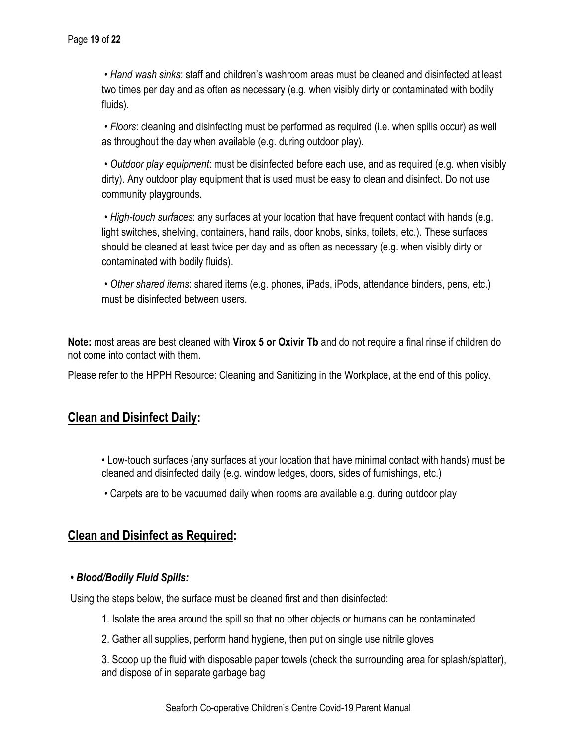- *Hand wash sinks*: staff and children's washroom areas must be cleaned and disinfected at least two times per day and as often as necessary (e.g. when visibly dirty or contaminated with bodily fluids).
- *Floors*: cleaning and disinfecting must be performed as required (i.e. when spills occur) as well as throughout the day when available (e.g. during outdoor play).
- *Outdoor play equipment*: must be disinfected before each use, and as required (e.g. when visibly dirty). Any outdoor play equipment that is used must be easy to clean and disinfect. Do not use community playgrounds.
- *High-touch surfaces*: any surfaces at your location that have frequent contact with hands (e.g. light switches, shelving, containers, hand rails, door knobs, sinks, toilets, etc.). These surfaces should be cleaned at least twice per day and as often as necessary (e.g. when visibly dirty or contaminated with bodily fluids).
- *Other shared items*: shared items (e.g. phones, iPads, iPods, attendance binders, pens, etc.) must be disinfected between users.

**Note:** most areas are best cleaned with **Virox 5 or Oxivir Tb** and do not require a final rinse if children do not come into contact with them.

Please refer to the HPPH Resource: Cleaning and Sanitizing in the Workplace, at the end of this policy.

## Clean and Disinfect Daily:

- Low-touch surfaces (any surfaces at your location that have minimal contact with hands) must be cleaned and disinfected daily (e.g. window ledges, doors, sides of furnishings, etc.)
- Carpets are to be vacuumed daily when rooms are available e.g. during outdoor play

## Clean and Disinfect as Required:

***• Blood/Bodily Fluid Spills:***

Using the steps below, the surface must be cleaned first and then disinfected:

1. Isolate the area around the spill so that no other objects or humans can be contaminated
2. Gather all supplies, perform hand hygiene, then put on single use nitrile gloves
3. Scoop up the fluid with disposable paper towels (check the surrounding area for splash/splatter), and dispose of in separate garbage bag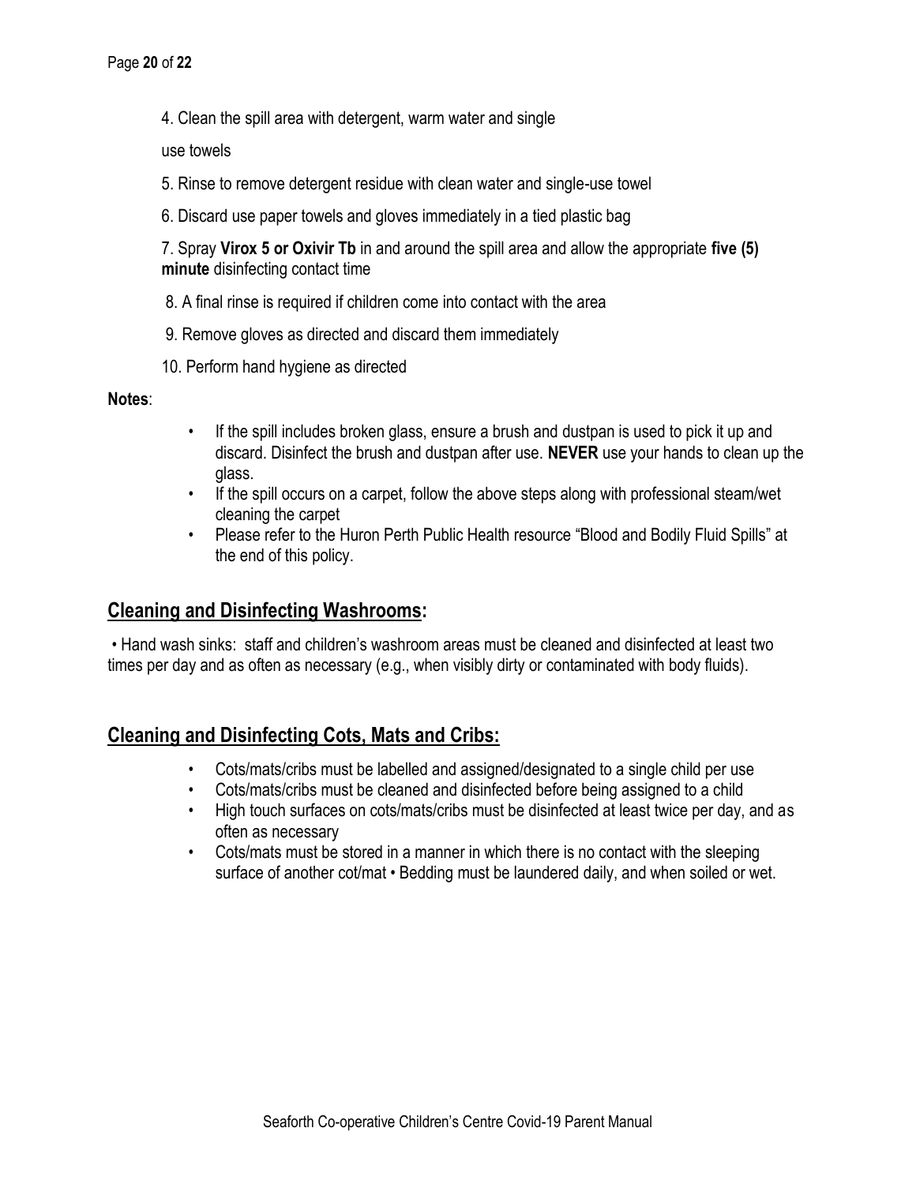4. Clean the spill area with detergent, warm water and single use towels

5. Rinse to remove detergent residue with clean water and single-use towel

6. Discard use paper towels and gloves immediately in a tied plastic bag

7. Spray **Virox 5 or Oxivir Tb** in and around the spill area and allow the appropriate **five (5) minute** disinfecting contact time

8. A final rinse is required if children come into contact with the area

9. Remove gloves as directed and discard them immediately

10. Perform hand hygiene as directed

**Notes**:

- If the spill includes broken glass, ensure a brush and dustpan is used to pick it up and discard. Disinfect the brush and dustpan after use. **NEVER** use your hands to clean up the glass.
- If the spill occurs on a carpet, follow the above steps along with professional steam/wet cleaning the carpet
- Please refer to the Huron Perth Public Health resource "Blood and Bodily Fluid Spills" at the end of this policy.

## Cleaning and Disinfecting Washrooms:

• Hand wash sinks: staff and children's washroom areas must be cleaned and disinfected at least two times per day and as often as necessary (e.g., when visibly dirty or contaminated with body fluids).

## Cleaning and Disinfecting Cots, Mats and Cribs:

- Cots/mats/cribs must be labelled and assigned/designated to a single child per use
- Cots/mats/cribs must be cleaned and disinfected before being assigned to a child
- High touch surfaces on cots/mats/cribs must be disinfected at least twice per day, and as often as necessary
- Cots/mats must be stored in a manner in which there is no contact with the sleeping surface of another cot/mat • Bedding must be laundered daily, and when soiled or wet.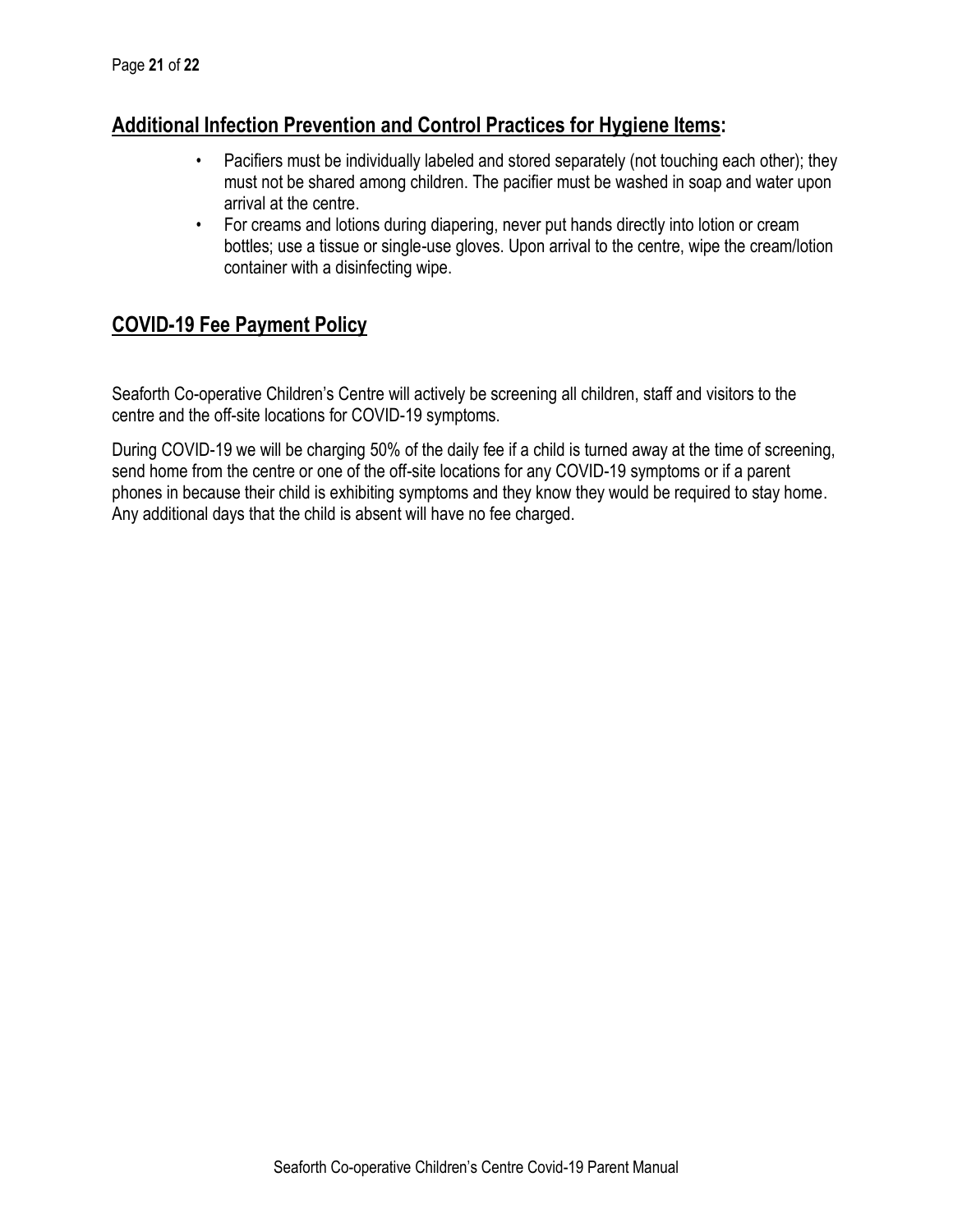## Additional Infection Prevention and Control Practices for Hygiene Items:

- Pacifiers must be individually labeled and stored separately (not touching each other); they must not be shared among children. The pacifier must be washed in soap and water upon arrival at the centre.
- For creams and lotions during diapering, never put hands directly into lotion or cream bottles; use a tissue or single-use gloves. Upon arrival to the centre, wipe the cream/lotion container with a disinfecting wipe.

## COVID-19 Fee Payment Policy

Seaforth Co-operative Children's Centre will actively be screening all children, staff and visitors to the centre and the off-site locations for COVID-19 symptoms.

During COVID-19 we will be charging 50% of the daily fee if a child is turned away at the time of screening, send home from the centre or one of the off-site locations for any COVID-19 symptoms or if a parent phones in because their child is exhibiting symptoms and they know they would be required to stay home. Any additional days that the child is absent will have no fee charged.